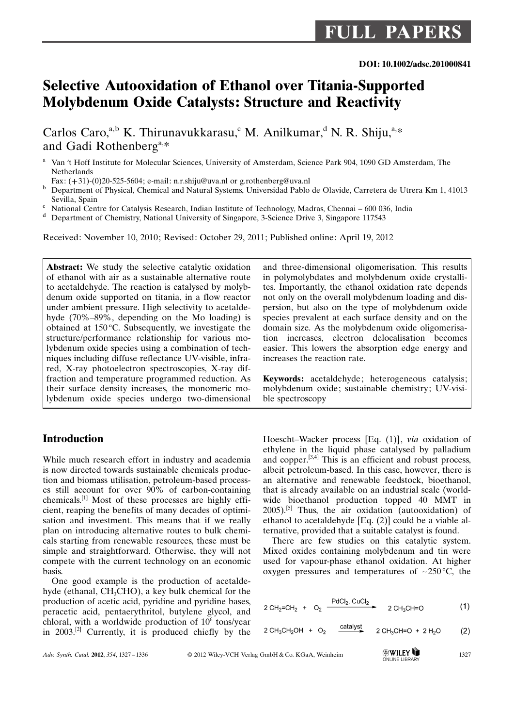DOI: 10.1002/adsc.201000841

# Selective Autooxidation of Ethanol over Titania-Supported Molybdenum Oxide Catalysts: Structure and Reactivity

Carlos Caro,[a,b] K. Thirunavukkarasu,[c] M. Anilkumar,[d] N. R. Shiju,[a,*] and Gadi Rothenberg[a,*]

[a] Van 't Hoff Institute for Molecular Sciences, University of Amsterdam, Science Park 904, 1090 GD Amsterdam, The Netherlands
Fax: (+31)-(0)20-525-5604; e-mail: n.r.shiju@uva.nl or g.rothenberg@uva.nl

[b] Department of Physical, Chemical and Natural Systems, Universidad Pablo de Olavide, Carretera de Utrera Km 1, 41013 Sevilla, Spain

[c] National Centre for Catalysis Research, Indian Institute of Technology, Madras, Chennai – 600 036, India

[d] Department of Chemistry, National University of Singapore, 3-Science Drive 3, Singapore 117543

Received: November 10, 2010; Revised: October 29, 2011; Published online: April 19, 2012

**Abstract:** We study the selective catalytic oxidation of ethanol with air as a sustainable alternative route to acetaldehyde. The reaction is catalysed by molybdenum oxide supported on titania, in a flow reactor under ambient pressure. High selectivity to acetaldehyde (70%–89%, depending on the Mo loading) is obtained at 150 °C. Subsequently, we investigate the structure/performance relationship for various molybdenum oxide species using a combination of techniques including diffuse reflectance UV-visible, infrared, X-ray photoelectron spectroscopies, X-ray diffraction and temperature programmed reduction. As their surface density increases, the monomeric molybdenum oxide species undergo two-dimensional and three-dimensional oligomerisation. This results in polymolybdates and molybdenum oxide crystallites. Importantly, the ethanol oxidation rate depends not only on the overall molybdenum loading and dispersion, but also on the type of molybdenum oxide species prevalent at each surface density and on the domain size. As the molybdenum oxide oligomerisation increases, electron delocalisation becomes easier. This lowers the absorption edge energy and increases the reaction rate.

**Keywords:** acetaldehyde; heterogeneous catalysis; molybdenum oxide; sustainable chemistry; UV-visible spectroscopy

## Introduction

While much research effort in industry and academia is now directed towards sustainable chemicals production and biomass utilisation, petroleum-based processes still account for over 90% of carbon-containing chemicals.[1] Most of these processes are highly efficient, reaping the benefits of many decades of optimisation and investment. This means that if we really plan on introducing alternative routes to bulk chemicals starting from renewable resources, these must be simple and straightforward. Otherwise, they will not compete with the current technology on an economic basis.

One good example is the production of acetaldehyde (ethanal, $CH_3CHO$), a key bulk chemical for the production of acetic acid, pyridine and pyridine bases, peracetic acid, pentaerythritol, butylene glycol, and chloral, with a worldwide production of $10^6$ tons/year in 2003.[2] Currently, it is produced chiefly by the Hoescht–Wacker process [Eq. (1)], *via* oxidation of ethylene in the liquid phase catalysed by palladium and copper.[3,4] This is an efficient and robust process, albeit petroleum-based. In this case, however, there is an alternative and renewable feedstock, bioethanol, that is already available on an industrial scale (worldwide bioethanol production topped 40 MMT in 2005).[5] Thus, the air oxidation (autooxidation) of ethanol to acetaldehyde [Eq. (2)] could be a viable alternative, provided that a suitable catalyst is found.

There are few studies on this catalytic system. Mixed oxides containing molybdenum and tin were used for vapour-phase ethanol oxidation. At higher oxygen pressures and temperatures of ~250 °C, the

$$2\,CH_2{=}CH_2 + O_2 \xrightarrow{PdCl_2,\ CuCl_2} 2\,CH_3CH{=}O \qquad (1)$$

$$2\,CH_3CH_2OH + O_2 \xrightarrow{catalyst} 2\,CH_3CH{=}O + 2\,H_2O \qquad (2)$$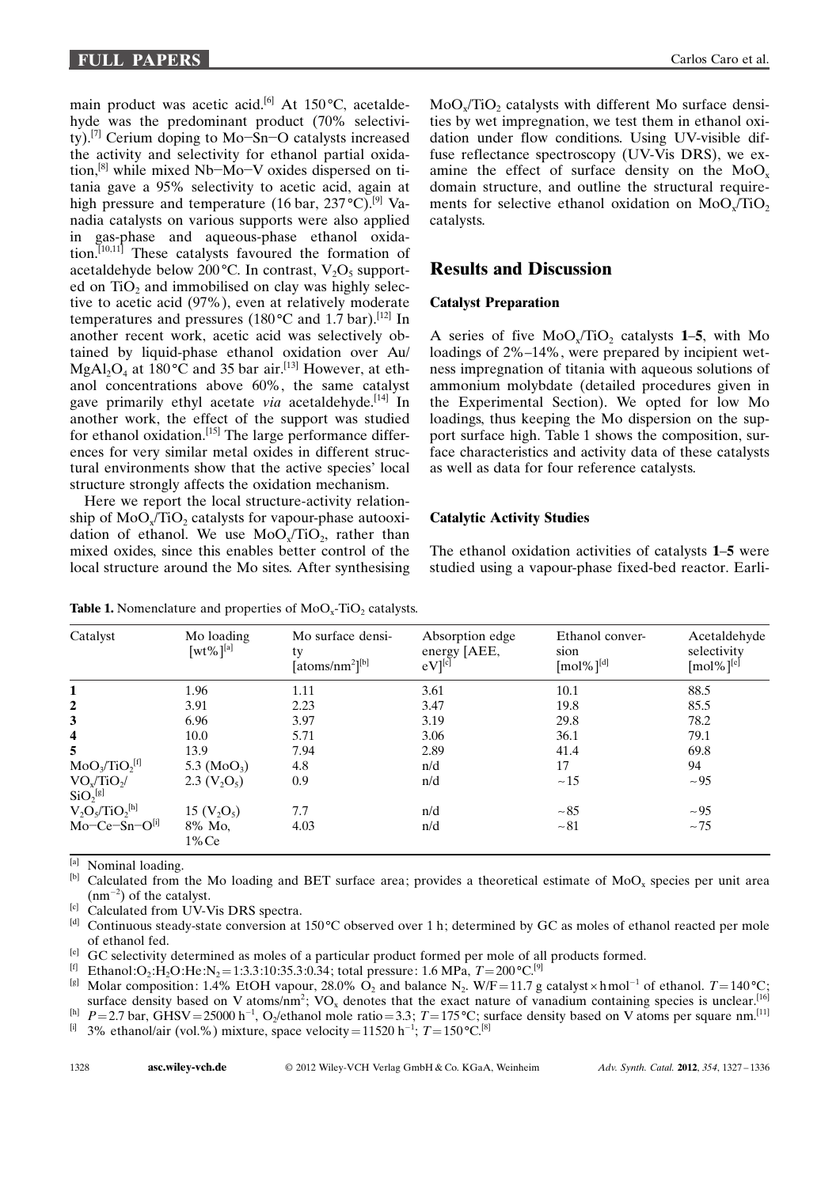main product was acetic acid.[6] At 150 °C, acetaldehyde was the predominant product (70% selectivity).[7] Cerium doping to Mo−Sn−O catalysts increased the activity and selectivity for ethanol partial oxidation,[8] while mixed Nb−Mo−V oxides dispersed on titania gave a 95% selectivity to acetic acid, again at high pressure and temperature (16 bar, 237 °C).[9] Vanadia catalysts on various supports were also applied in gas-phase and aqueous-phase ethanol oxidation.[10,11] These catalysts favoured the formation of acetaldehyde below 200 °C. In contrast, $V_2O_5$ supported on $TiO_2$ and immobilised on clay was highly selective to acetic acid (97%), even at relatively moderate temperatures and pressures (180 °C and 1.7 bar).[12] In another recent work, acetic acid was selectively obtained by liquid-phase ethanol oxidation over Au/$MgAl_2O_4$ at 180 °C and 35 bar air.[13] However, at ethanol concentrations above 60%, the same catalyst gave primarily ethyl acetate *via* acetaldehyde.[14] In another work, the effect of the support was studied for ethanol oxidation.[15] The large performance differences for very similar metal oxides in different structural environments show that the active species' local structure strongly affects the oxidation mechanism.

Here we report the local structure-activity relationship of $MoO_x/TiO_2$ catalysts for vapour-phase autooxidation of ethanol. We use $MoO_x/TiO_2$, rather than mixed oxides, since this enables better control of the local structure around the Mo sites. After synthesising $MoO_x/TiO_2$ catalysts with different Mo surface densities by wet impregnation, we test them in ethanol oxidation under flow conditions. Using UV-visible diffuse reflectance spectroscopy (UV-Vis DRS), we examine the effect of surface density on the $MoO_x$ domain structure, and outline the structural requirements for selective ethanol oxidation on $MoO_x/TiO_2$ catalysts.

## Results and Discussion

### Catalyst Preparation

A series of five $MoO_x/TiO_2$ catalysts **1**–**5**, with Mo loadings of 2%–14%, were prepared by incipient wetness impregnation of titania with aqueous solutions of ammonium molybdate (detailed procedures given in the Experimental Section). We opted for low Mo loadings, thus keeping the Mo dispersion on the support surface high. Table 1 shows the composition, surface characteristics and activity data of these catalysts as well as data for four reference catalysts.

### Catalytic Activity Studies

The ethanol oxidation activities of catalysts **1**–**5** were studied using a vapour-phase fixed-bed reactor. Earli-

**Table 1.** Nomenclature and properties of $MoO_x$-$TiO_2$ catalysts.

| Catalyst | Mo loading [wt%][a] | Mo surface density [atoms/nm$^2$][b] | Absorption edge energy [AEE, eV][c] | Ethanol conversion [mol%][d] | Acetaldehyde selectivity [mol%][e] |
|---|---|---|---|---|---|
| **1** | 1.96 | 1.11 | 3.61 | 10.1 | 88.5 |
| **2** | 3.91 | 2.23 | 3.47 | 19.8 | 85.5 |
| **3** | 6.96 | 3.97 | 3.19 | 29.8 | 78.2 |
| **4** | 10.0 | 5.71 | 3.06 | 36.1 | 79.1 |
| **5** | 13.9 | 7.94 | 2.89 | 41.4 | 69.8 |
| $MoO_3/TiO_2$[f] | 5.3 ($MoO_3$) | 4.8 | n/d | 17 | 94 |
| $VO_x/TiO_2/SiO_2$[g] | 2.3 ($V_2O_5$) | 0.9 | n/d | ~15 | ~95 |
| $V_2O_5/TiO_2$[h] | 15 ($V_2O_5$) | 7.7 | n/d | ~85 | ~95 |
| Mo−Ce−Sn−O[i] | 8% Mo, 1% Ce | 4.03 | n/d | ~81 | ~75 |

[a] Nominal loading.
[b] Calculated from the Mo loading and BET surface area; provides a theoretical estimate of $MoO_x$ species per unit area ($nm^{-2}$) of the catalyst.
[c] Calculated from UV-Vis DRS spectra.
[d] Continuous steady-state conversion at 150 °C observed over 1 h; determined by GC as moles of ethanol reacted per mole of ethanol fed.
[e] GC selectivity determined as moles of a particular product formed per mole of all products formed.
[f] Ethanol:$O_2$:$H_2O$:He:$N_2$ = 1:3.3:10:35.3:0.34; total pressure: 1.6 MPa, $T$ = 200 °C.[9]
[g] Molar composition: 1.4% EtOH vapour, 28.0% $O_2$ and balance $N_2$. W/F = 11.7 g catalyst × h mol$^{-1}$ of ethanol. $T$ = 140 °C; surface density based on V atoms/nm$^2$; $VO_x$ denotes that the exact nature of vanadium containing species is unclear.[16]
[h] $P$ = 2.7 bar, GHSV = 25000 h$^{-1}$, $O_2$/ethanol mole ratio = 3.3; $T$ = 175 °C; surface density based on V atoms per square nm.[11]
[i] 3% ethanol/air (vol.%) mixture, space velocity = 11520 h$^{-1}$; $T$ = 150 °C.[8]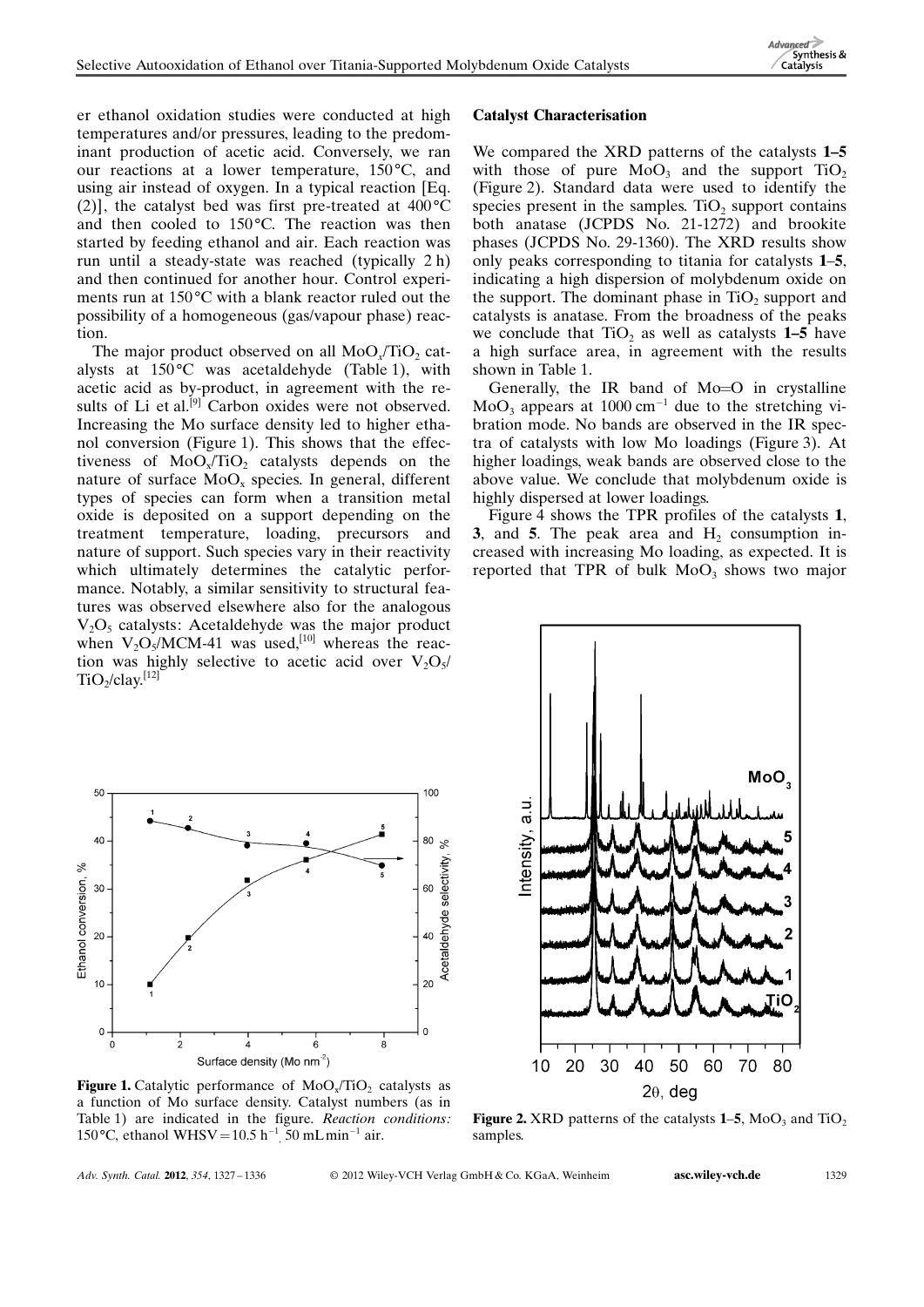er ethanol oxidation studies were conducted at high temperatures and/or pressures, leading to the predominant production of acetic acid. Conversely, we ran our reactions at a lower temperature, 150 °C, and using air instead of oxygen. In a typical reaction [Eq. (2)], the catalyst bed was first pre-treated at 400 °C and then cooled to 150 °C. The reaction was then started by feeding ethanol and air. Each reaction was run until a steady-state was reached (typically 2 h) and then continued for another hour. Control experiments run at 150 °C with a blank reactor ruled out the possibility of a homogeneous (gas/vapour phase) reaction.

The major product observed on all $MoO_x/TiO_2$ catalysts at 150 °C was acetaldehyde (Table 1), with acetic acid as by-product, in agreement with the results of Li et al.[9] Carbon oxides were not observed. Increasing the Mo surface density led to higher ethanol conversion (Figure 1). This shows that the effectiveness of $MoO_x/TiO_2$ catalysts depends on the nature of surface $MoO_x$ species. In general, different types of species can form when a transition metal oxide is deposited on a support depending on the treatment temperature, loading, precursors and nature of support. Such species vary in their reactivity which ultimately determines the catalytic performance. Notably, a similar sensitivity to structural features was observed elsewhere also for the analogous $V_2O_5$ catalysts: Acetaldehyde was the major product when $V_2O_5$/MCM-41 was used,[10] whereas the reaction was highly selective to acetic acid over $V_2O_5/TiO_2$/clay.[12]

**Figure 1.** Catalytic performance of $MoO_x/TiO_2$ catalysts as a function of Mo surface density. Catalyst numbers (as in Table 1) are indicated in the figure. *Reaction conditions:* 150 °C, ethanol WHSV = 10.5 $h^{-1}$, 50 mL $min^{-1}$ air.

## Catalyst Characterisation

We compared the XRD patterns of the catalysts **1–5** with those of pure $MoO_3$ and the support $TiO_2$ (Figure 2). Standard data were used to identify the species present in the samples. $TiO_2$ support contains both anatase (JCPDS No. 21-1272) and brookite phases (JCPDS No. 29-1360). The XRD results show only peaks corresponding to titania for catalysts **1–5**, indicating a high dispersion of molybdenum oxide on the support. The dominant phase in $TiO_2$ support and catalysts is anatase. From the broadness of the peaks we conclude that $TiO_2$ as well as catalysts **1–5** have a high surface area, in agreement with the results shown in Table 1.

Generally, the IR band of Mo=O in crystalline $MoO_3$ appears at 1000 $cm^{-1}$ due to the stretching vibration mode. No bands are observed in the IR spectra of catalysts with low Mo loadings (Figure 3). At higher loadings, weak bands are observed close to the above value. We conclude that molybdenum oxide is highly dispersed at lower loadings.

Figure 4 shows the TPR profiles of the catalysts **1**, **3**, and **5**. The peak area and $H_2$ consumption increased with increasing Mo loading, as expected. It is reported that TPR of bulk $MoO_3$ shows two major

**Figure 2.** XRD patterns of the catalysts **1–5**, $MoO_3$ and $TiO_2$ samples.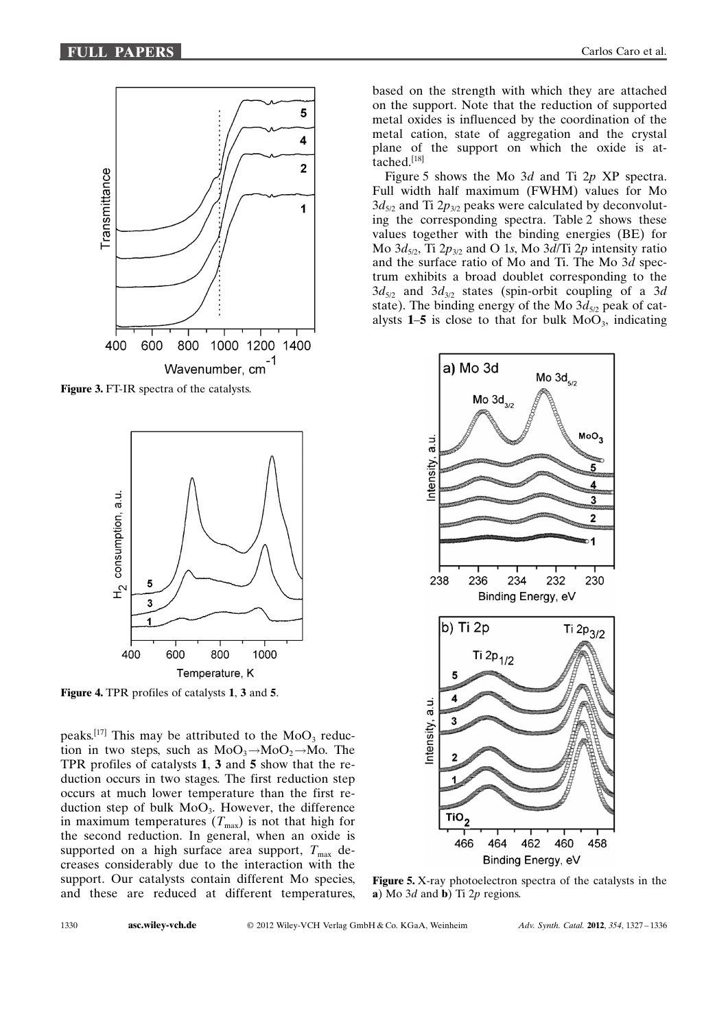Figure 3. FT-IR spectra of the catalysts.

Figure 4. TPR profiles of catalysts **1**, **3** and **5**.

peaks.[17] This may be attributed to the $MoO_3$ reduction in two steps, such as $MoO_3 \rightarrow MoO_2 \rightarrow Mo$. The TPR profiles of catalysts **1**, **3** and **5** show that the reduction occurs in two stages. The first reduction step occurs at much lower temperature than the first reduction step of bulk $MoO_3$. However, the difference in maximum temperatures ($T_{max}$) is not that high for the second reduction. In general, when an oxide is supported on a high surface area support, $T_{max}$ decreases considerably due to the interaction with the support. Our catalysts contain different Mo species, and these are reduced at different temperatures, based on the strength with which they are attached on the support. Note that the reduction of supported metal oxides is influenced by the coordination of the metal cation, state of aggregation and the crystal plane of the support on which the oxide is attached.[18]

Figure 5 shows the Mo 3*d* and Ti 2*p* XP spectra. Full width half maximum (FWHM) values for Mo $3d_{5/2}$ and Ti $2p_{3/2}$ peaks were calculated by deconvoluting the corresponding spectra. Table 2 shows these values together with the binding energies (BE) for Mo $3d_{5/2}$, Ti $2p_{3/2}$ and O 1*s*, Mo 3*d*/Ti 2*p* intensity ratio and the surface ratio of Mo and Ti. The Mo 3*d* spectrum exhibits a broad doublet corresponding to the $3d_{5/2}$ and $3d_{3/2}$ states (spin-orbit coupling of a 3*d* state). The binding energy of the Mo $3d_{5/2}$ peak of catalysts **1**–**5** is close to that for bulk $MoO_3$, indicating

Figure 5. X-ray photoelectron spectra of the catalysts in the **a**) Mo 3*d* and **b**) Ti 2*p* regions.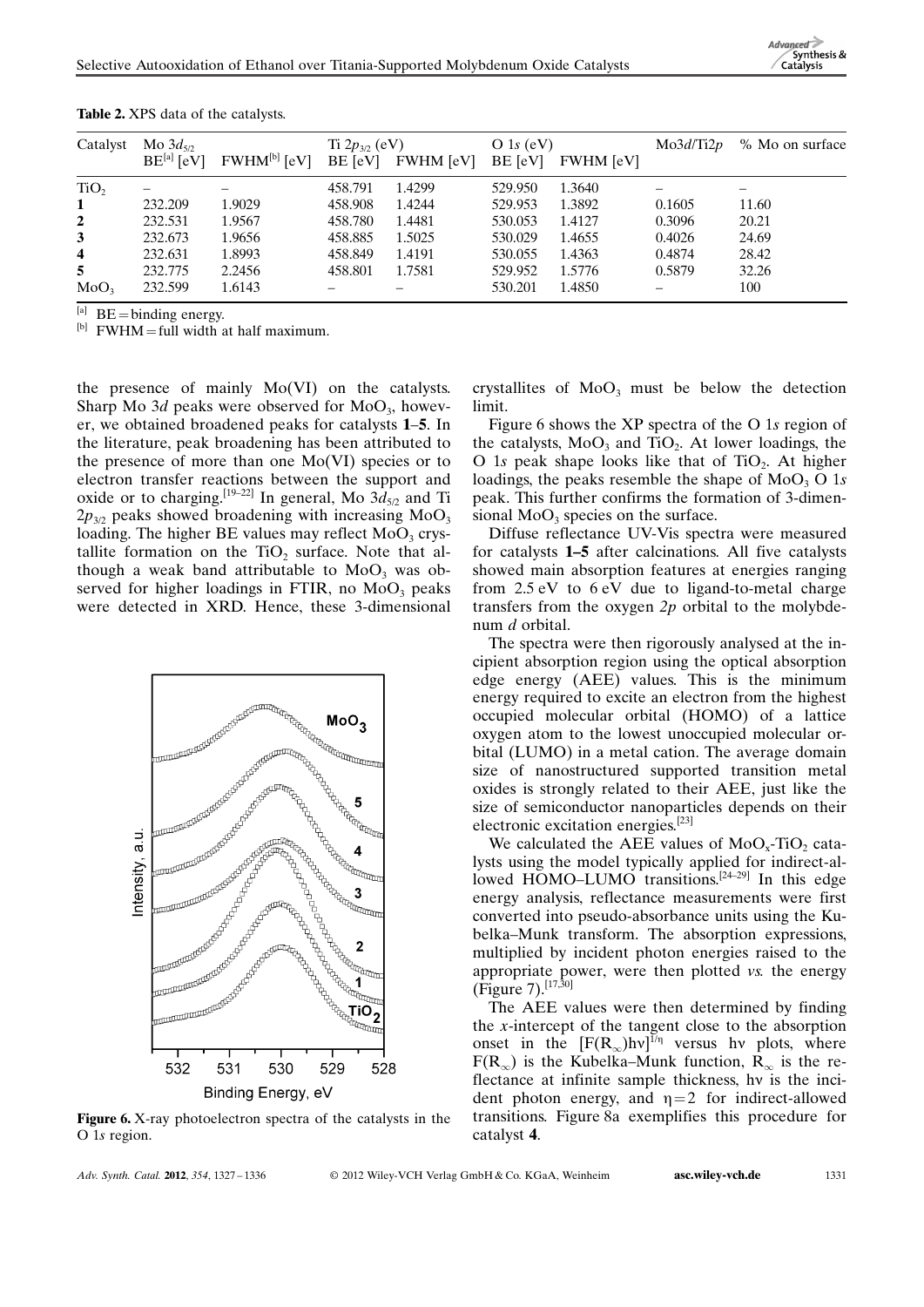**Table 2.** XPS data of the catalysts.

| Catalyst | Mo $3d_{5/2}$ BE[a] [eV] | FWHM[b] [eV] | Ti $2p_{3/2}$ (eV) BE [eV] | FWHM [eV] | O 1*s* (eV) BE [eV] | FWHM [eV] | Mo3*d*/Ti2*p* | % Mo on surface |
|---|---|---|---|---|---|---|---|---|
| $TiO_2$ | – | – | 458.791 | 1.4299 | 529.950 | 1.3640 | – | – |
| **1** | 232.209 | 1.9029 | 458.908 | 1.4244 | 529.953 | 1.3892 | 0.1605 | 11.60 |
| **2** | 232.531 | 1.9567 | 458.780 | 1.4481 | 530.053 | 1.4127 | 0.3096 | 20.21 |
| **3** | 232.673 | 1.9656 | 458.885 | 1.5025 | 530.029 | 1.4655 | 0.4026 | 24.69 |
| **4** | 232.631 | 1.8993 | 458.849 | 1.4191 | 530.055 | 1.4363 | 0.4874 | 28.42 |
| **5** | 232.775 | 2.2456 | 458.801 | 1.7581 | 529.952 | 1.5776 | 0.5879 | 32.26 |
| $MoO_3$ | 232.599 | 1.6143 | – | – | 530.201 | 1.4850 | – | 100 |

[a] BE = binding energy.
[b] FWHM = full width at half maximum.

the presence of mainly Mo(VI) on the catalysts. Sharp Mo 3*d* peaks were observed for $MoO_3$, however, we obtained broadened peaks for catalysts **1–5**. In the literature, peak broadening has been attributed to the presence of more than one Mo(VI) species or to electron transfer reactions between the support and oxide or to charging.[19–22] In general, Mo $3d_{5/2}$ and Ti $2p_{3/2}$ peaks showed broadening with increasing $MoO_3$ loading. The higher BE values may reflect $MoO_3$ crystallite formation on the $TiO_2$ surface. Note that although a weak band attributable to $MoO_3$ was observed for higher loadings in FTIR, no $MoO_3$ peaks were detected in XRD. Hence, these 3-dimensional crystallites of $MoO_3$ must be below the detection limit.

Figure 6. X-ray photoelectron spectra of the catalysts in the O 1*s* region.

Figure 6 shows the XP spectra of the O 1*s* region of the catalysts, $MoO_3$ and $TiO_2$. At lower loadings, the O 1*s* peak shape looks like that of $TiO_2$. At higher loadings, the peaks resemble the shape of $MoO_3$ O 1*s* peak. This further confirms the formation of 3-dimensional $MoO_3$ species on the surface.

Diffuse reflectance UV-Vis spectra were measured for catalysts **1–5** after calcinations. All five catalysts showed main absorption features at energies ranging from 2.5 eV to 6 eV due to ligand-to-metal charge transfers from the oxygen *2p* orbital to the molybdenum *d* orbital.

The spectra were then rigorously analysed at the incipient absorption region using the optical absorption edge energy (AEE) values. This is the minimum energy required to excite an electron from the highest occupied molecular orbital (HOMO) of a lattice oxygen atom to the lowest unoccupied molecular orbital (LUMO) in a metal cation. The average domain size of nanostructured supported transition metal oxides is strongly related to their AEE, just like the size of semiconductor nanoparticles depends on their electronic excitation energies.[23]

We calculated the AEE values of $MoO_x$-$TiO_2$ catalysts using the model typically applied for indirect-allowed HOMO–LUMO transitions.[24–29] In this edge energy analysis, reflectance measurements were first converted into pseudo-absorbance units using the Kubelka–Munk transform. The absorption expressions, multiplied by incident photon energies raised to the appropriate power, were then plotted *vs.* the energy (Figure 7).[17,30]

The AEE values were then determined by finding the *x*-intercept of the tangent close to the absorption onset in the $[F(R_\infty)h\nu]^{1/\eta}$ versus $h\nu$ plots, where $F(R_\infty)$ is the Kubelka–Munk function, $R_\infty$ is the reflectance at infinite sample thickness, $h\nu$ is the incident photon energy, and $\eta = 2$ for indirect-allowed transitions. Figure 8a exemplifies this procedure for catalyst **4**.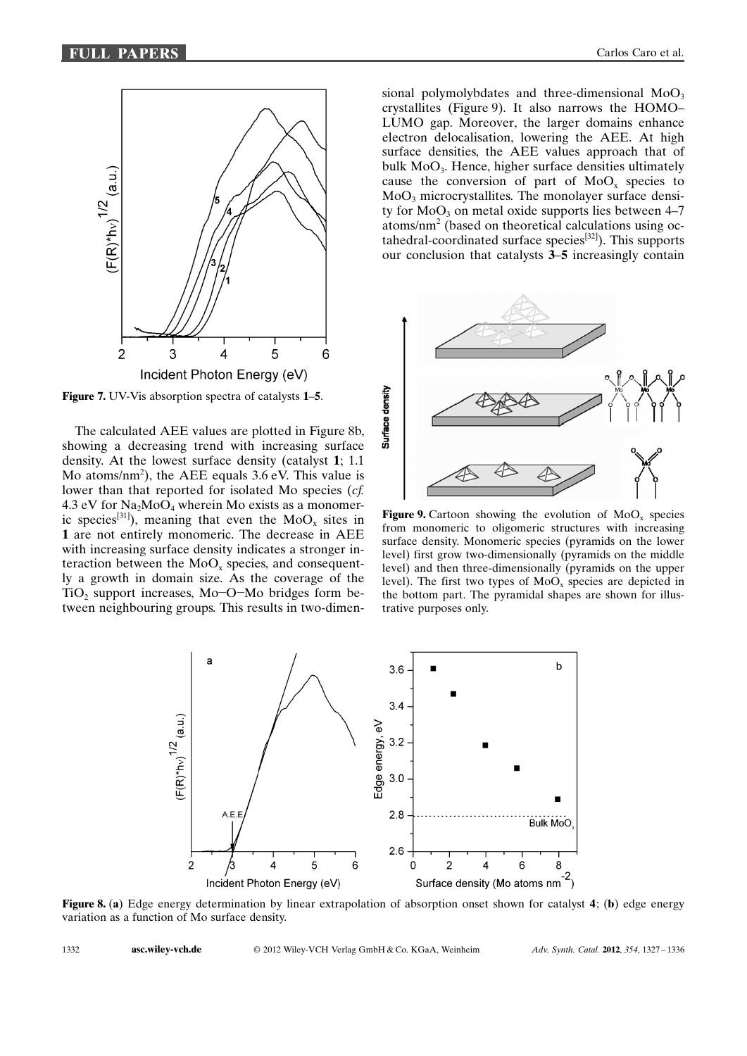Figure 7. UV-Vis absorption spectra of catalysts **1**–**5**.

The calculated AEE values are plotted in Figure 8b, showing a decreasing trend with increasing surface density. At the lowest surface density (catalyst **1**; 1.1 Mo atoms/$nm^2$), the AEE equals 3.6 eV. This value is lower than that reported for isolated Mo species (*cf.* 4.3 eV for $Na_2MoO_4$ wherein Mo exists as a monomeric species[31]), meaning that even the $MoO_x$ sites in **1** are not entirely monomeric. The decrease in AEE with increasing surface density indicates a stronger interaction between the $MoO_x$ species, and consequently a growth in domain size. As the coverage of the $TiO_2$ support increases, Mo–O–Mo bridges form between neighbouring groups. This results in two-dimensional polymolybdates and three-dimensional $MoO_3$ crystallites (Figure 9). It also narrows the HOMO–LUMO gap. Moreover, the larger domains enhance electron delocalisation, lowering the AEE. At high surface densities, the AEE values approach that of bulk $MoO_3$. Hence, higher surface densities ultimately cause the conversion of part of $MoO_x$ species to $MoO_3$ microcrystallites. The monolayer surface density for $MoO_3$ on metal oxide supports lies between 4–7 atoms/$nm^2$ (based on theoretical calculations using octahedral-coordinated surface species[32]). This supports our conclusion that catalysts **3**–**5** increasingly contain

Figure 9. Cartoon showing the evolution of $MoO_x$ species from monomeric to oligomeric structures with increasing surface density. Monomeric species (pyramids on the lower level) first grow two-dimensionally (pyramids on the middle level) and then three-dimensionally (pyramids on the upper level). The first two types of $MoO_x$ species are depicted in the bottom part. The pyramidal shapes are shown for illustrative purposes only.

Figure 8. (**a**) Edge energy determination by linear extrapolation of absorption onset shown for catalyst **4**; (**b**) edge energy variation as a function of Mo surface density.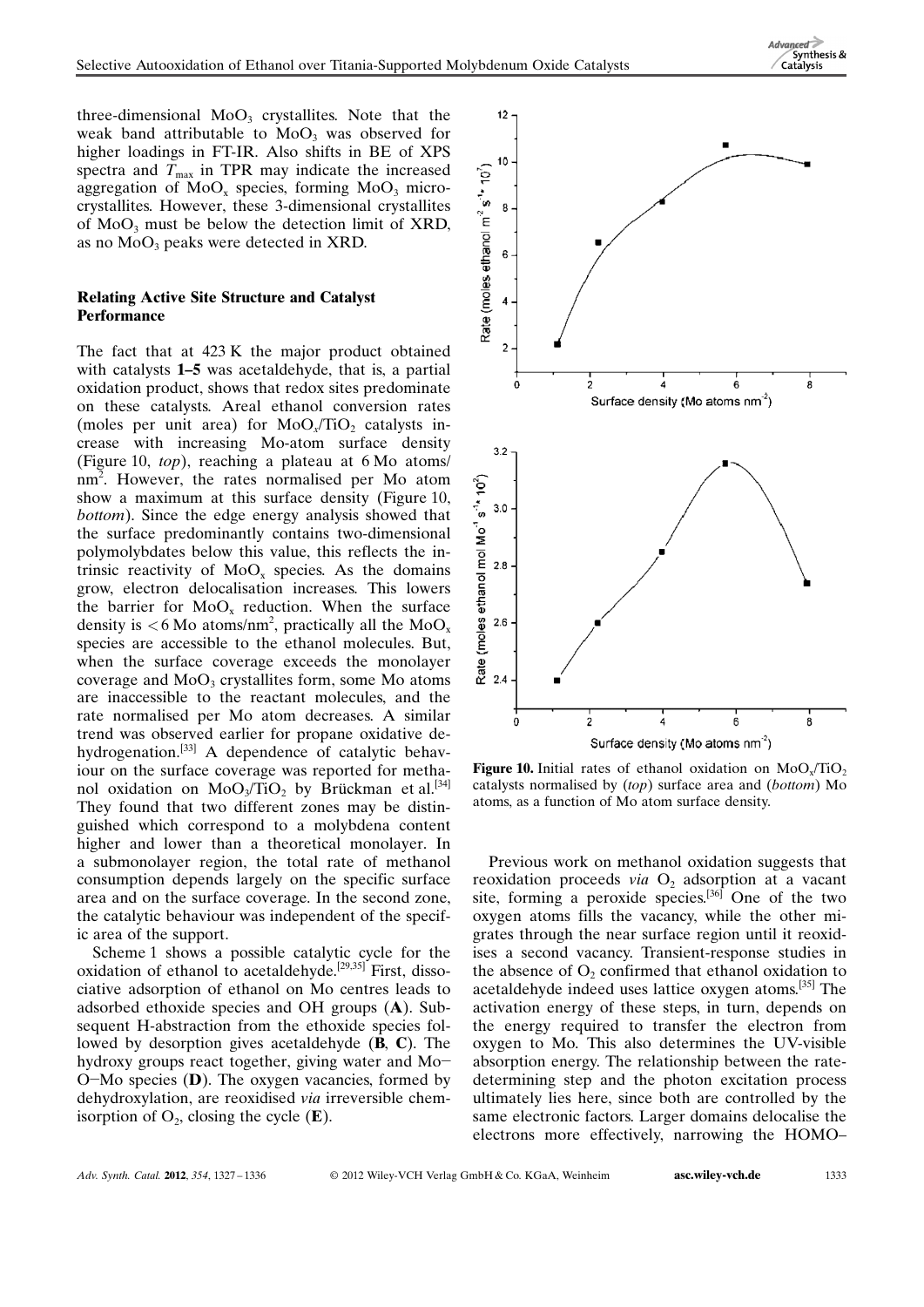three-dimensional $MoO_3$ crystallites. Note that the weak band attributable to $MoO_3$ was observed for higher loadings in FT-IR. Also shifts in BE of XPS spectra and $T_{max}$ in TPR may indicate the increased aggregation of $MoO_x$ species, forming $MoO_3$ microcrystallites. However, these 3-dimensional crystallites of $MoO_3$ must be below the detection limit of XRD, as no $MoO_3$ peaks were detected in XRD.

### Relating Active Site Structure and Catalyst Performance

The fact that at 423 K the major product obtained with catalysts **1–5** was acetaldehyde, that is, a partial oxidation product, shows that redox sites predominate on these catalysts. Areal ethanol conversion rates (moles per unit area) for $MoO_x/TiO_2$ catalysts increase with increasing Mo-atom surface density (Figure 10, *top*), reaching a plateau at 6 Mo atoms/nm$^2$. However, the rates normalised per Mo atom show a maximum at this surface density (Figure 10, *bottom*). Since the edge energy analysis showed that the surface predominantly contains two-dimensional polymolybdates below this value, this reflects the intrinsic reactivity of $MoO_x$ species. As the domains grow, electron delocalisation increases. This lowers the barrier for $MoO_x$ reduction. When the surface density is <6 Mo atoms/nm$^2$, practically all the $MoO_x$ species are accessible to the ethanol molecules. But, when the surface coverage exceeds the monolayer coverage and $MoO_3$ crystallites form, some Mo atoms are inaccessible to the reactant molecules, and the rate normalised per Mo atom decreases. A similar trend was observed earlier for propane oxidative dehydrogenation.[33] A dependence of catalytic behaviour on the surface coverage was reported for methanol oxidation on $MoO_3/TiO_2$ by Brückman et al.[34] They found that two different zones may be distinguished which correspond to a molybdena content higher and lower than a theoretical monolayer. In a submonolayer region, the total rate of methanol consumption depends largely on the specific surface area and on the surface coverage. In the second zone, the catalytic behaviour was independent of the specific area of the support.

Scheme 1 shows a possible catalytic cycle for the oxidation of ethanol to acetaldehyde.[29,35] First, dissociative adsorption of ethanol on Mo centres leads to adsorbed ethoxide species and OH groups (**A**). Subsequent H-abstraction from the ethoxide species followed by desorption gives acetaldehyde (**B**, **C**). The hydroxy groups react together, giving water and Mo–O–Mo species (**D**). The oxygen vacancies, formed by dehydroxylation, are reoxidised *via* irreversible chemisorption of $O_2$, closing the cycle (**E**).

**Figure 10.** Initial rates of ethanol oxidation on $MoO_x/TiO_2$ catalysts normalised by (*top*) surface area and (*bottom*) Mo atoms, as a function of Mo atom surface density.

Previous work on methanol oxidation suggests that reoxidation proceeds *via* $O_2$ adsorption at a vacant site, forming a peroxide species.[36] One of the two oxygen atoms fills the vacancy, while the other migrates through the near surface region until it reoxidises a second vacancy. Transient-response studies in the absence of $O_2$ confirmed that ethanol oxidation to acetaldehyde indeed uses lattice oxygen atoms.[35] The activation energy of these steps, in turn, depends on the energy required to transfer the electron from oxygen to Mo. This also determines the UV-visible absorption energy. The relationship between the rate-determining step and the photon excitation process ultimately lies here, since both are controlled by the same electronic factors. Larger domains delocalise the electrons more effectively, narrowing the HOMO–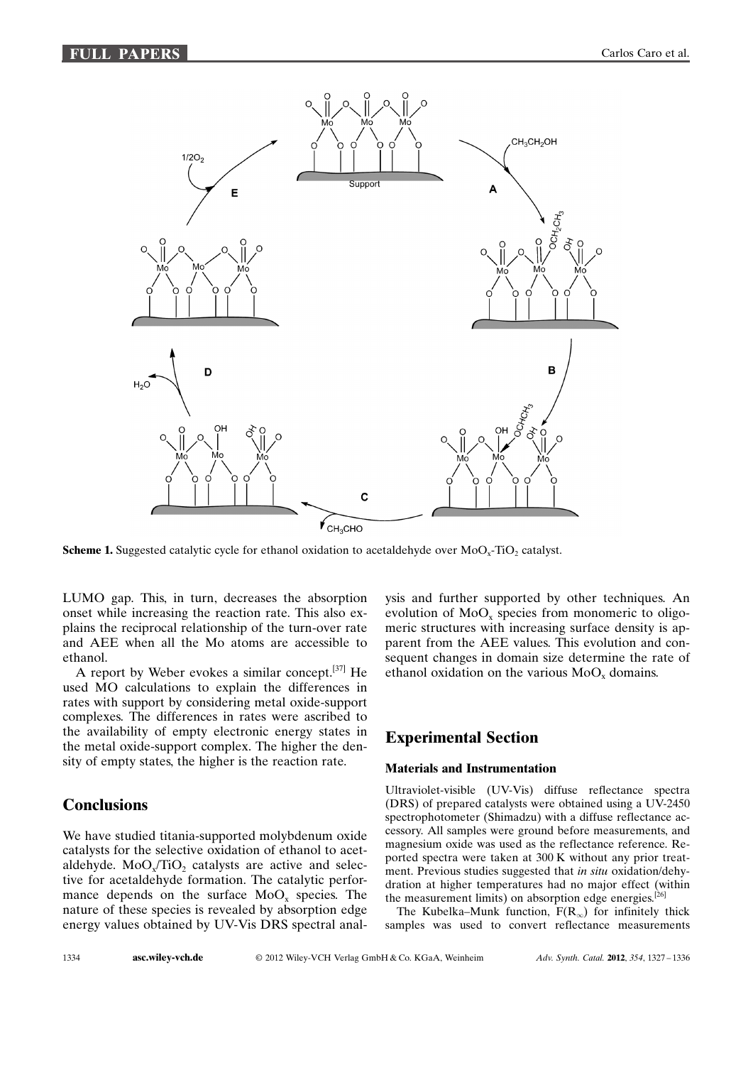**Scheme 1.** Suggested catalytic cycle for ethanol oxidation to acetaldehyde over $MoO_x$-$TiO_2$ catalyst.

LUMO gap. This, in turn, decreases the absorption onset while increasing the reaction rate. This also explains the reciprocal relationship of the turn-over rate and AEE when all the Mo atoms are accessible to ethanol.

A report by Weber evokes a similar concept.[37] He used MO calculations to explain the differences in rates with support by considering metal oxide-support complexes. The differences in rates were ascribed to the availability of empty electronic energy states in the metal oxide-support complex. The higher the density of empty states, the higher is the reaction rate.

## Conclusions

We have studied titania-supported molybdenum oxide catalysts for the selective oxidation of ethanol to acetaldehyde. $MoO_x/TiO_2$ catalysts are active and selective for acetaldehyde formation. The catalytic performance depends on the surface $MoO_x$ species. The nature of these species is revealed by absorption edge energy values obtained by UV-Vis DRS spectral analysis and further supported by other techniques. An evolution of $MoO_x$ species from monomeric to oligomeric structures with increasing surface density is apparent from the AEE values. This evolution and consequent changes in domain size determine the rate of ethanol oxidation on the various $MoO_x$ domains.

## Experimental Section

### Materials and Instrumentation

Ultraviolet-visible (UV-Vis) diffuse reflectance spectra (DRS) of prepared catalysts were obtained using a UV-2450 spectrophotometer (Shimadzu) with a diffuse reflectance accessory. All samples were ground before measurements, and magnesium oxide was used as the reflectance reference. Reported spectra were taken at 300 K without any prior treatment. Previous studies suggested that *in situ* oxidation/dehydration at higher temperatures had no major effect (within the measurement limits) on absorption edge energies.[26]

The Kubelka–Munk function, $F(R_\infty)$ for infinitely thick samples was used to convert reflectance measurements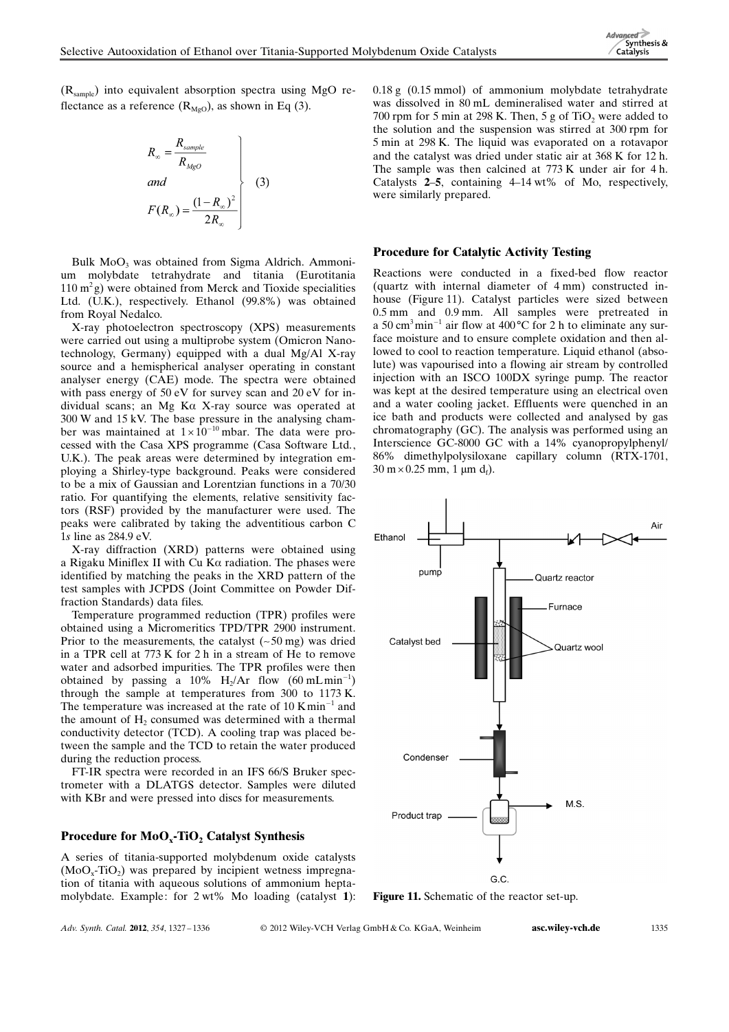($R_{sample}$) into equivalent absorption spectra using MgO reflectance as a reference ($R_{MgO}$), as shown in Eq (3).

$$\left.\begin{aligned} R_\infty &= \frac{R_{sample}}{R_{MgO}} \\ and & \\ F(R_\infty) &= \frac{(1-R_\infty)^2}{2R_\infty} \end{aligned}\right\} \quad (3)$$

Bulk $MoO_3$ was obtained from Sigma Aldrich. Ammonium molybdate tetrahydrate and titania (Eurotitania $110\ m^2 g$) were obtained from Merck and Tioxide specialities Ltd. (U.K.), respectively. Ethanol (99.8%) was obtained from Royal Nedalco.

X-ray photoelectron spectroscopy (XPS) measurements were carried out using a multiprobe system (Omicron Nanotechnology, Germany) equipped with a dual Mg/Al X-ray source and a hemispherical analyser operating in constant analyser energy (CAE) mode. The spectra were obtained with pass energy of 50 eV for survey scan and 20 eV for individual scans; an Mg Kα X-ray source was operated at 300 W and 15 kV. The base pressure in the analysing chamber was maintained at $1\times10^{-10}$ mbar. The data were processed with the Casa XPS programme (Casa Software Ltd., U.K.). The peak areas were determined by integration employing a Shirley-type background. Peaks were considered to be a mix of Gaussian and Lorentzian functions in a 70/30 ratio. For quantifying the elements, relative sensitivity factors (RSF) provided by the manufacturer were used. The peaks were calibrated by taking the adventitious carbon C 1*s* line as 284.9 eV.

X-ray diffraction (XRD) patterns were obtained using a Rigaku Miniflex II with Cu Kα radiation. The phases were identified by matching the peaks in the XRD pattern of the test samples with JCPDS (Joint Committee on Powder Diffraction Standards) data files.

Temperature programmed reduction (TPR) profiles were obtained using a Micromeritics TPD/TPR 2900 instrument. Prior to the measurements, the catalyst (~50 mg) was dried in a TPR cell at 773 K for 2 h in a stream of He to remove water and adsorbed impurities. The TPR profiles were then obtained by passing a 10% $H_2$/Ar flow ($60\ mL\,min^{-1}$) through the sample at temperatures from 300 to 1173 K. The temperature was increased at the rate of $10\ K\,min^{-1}$ and the amount of $H_2$ consumed was determined with a thermal conductivity detector (TCD). A cooling trap was placed between the sample and the TCD to retain the water produced during the reduction process.

FT-IR spectra were recorded in an IFS 66/S Bruker spectrometer with a DLATGS detector. Samples were diluted with KBr and were pressed into discs for measurements.

### Procedure for $MoO_x$-$TiO_2$ Catalyst Synthesis

A series of titania-supported molybdenum oxide catalysts ($MoO_x$-$TiO_2$) was prepared by incipient wetness impregnation of titania with aqueous solutions of ammonium heptamolybdate. Example: for 2 wt% Mo loading (catalyst **1**): 0.18 g (0.15 mmol) of ammonium molybdate tetrahydrate was dissolved in 80 mL demineralised water and stirred at 700 rpm for 5 min at 298 K. Then, 5 g of $TiO_2$ were added to the solution and the suspension was stirred at 300 rpm for 5 min at 298 K. The liquid was evaporated on a rotavapor and the catalyst was dried under static air at 368 K for 12 h. The sample was then calcined at 773 K under air for 4 h. Catalysts **2**–**5**, containing 4–14 wt% of Mo, respectively, were similarly prepared.

### Procedure for Catalytic Activity Testing

Reactions were conducted in a fixed-bed flow reactor (quartz with internal diameter of 4 mm) constructed in-house (Figure 11). Catalyst particles were sized between 0.5 mm and 0.9 mm. All samples were pretreated in a $50\ cm^3 min^{-1}$ air flow at 400 °C for 2 h to eliminate any surface moisture and to ensure complete oxidation and then allowed to cool to reaction temperature. Liquid ethanol (absolute) was vapourised into a flowing air stream by controlled injection with an ISCO 100DX syringe pump. The reactor was kept at the desired temperature using an electrical oven and a water cooling jacket. Effluents were quenched in an ice bath and products were collected and analysed by gas chromatography (GC). The analysis was performed using an Interscience GC-8000 GC with a 14% cyanopropylphenyl/86% dimethylpolysiloxane capillary column (RTX-1701, $30\ m\times0.25\ mm$, $1\ \mu m\ d_f$).

**Figure 11.** Schematic of the reactor set-up.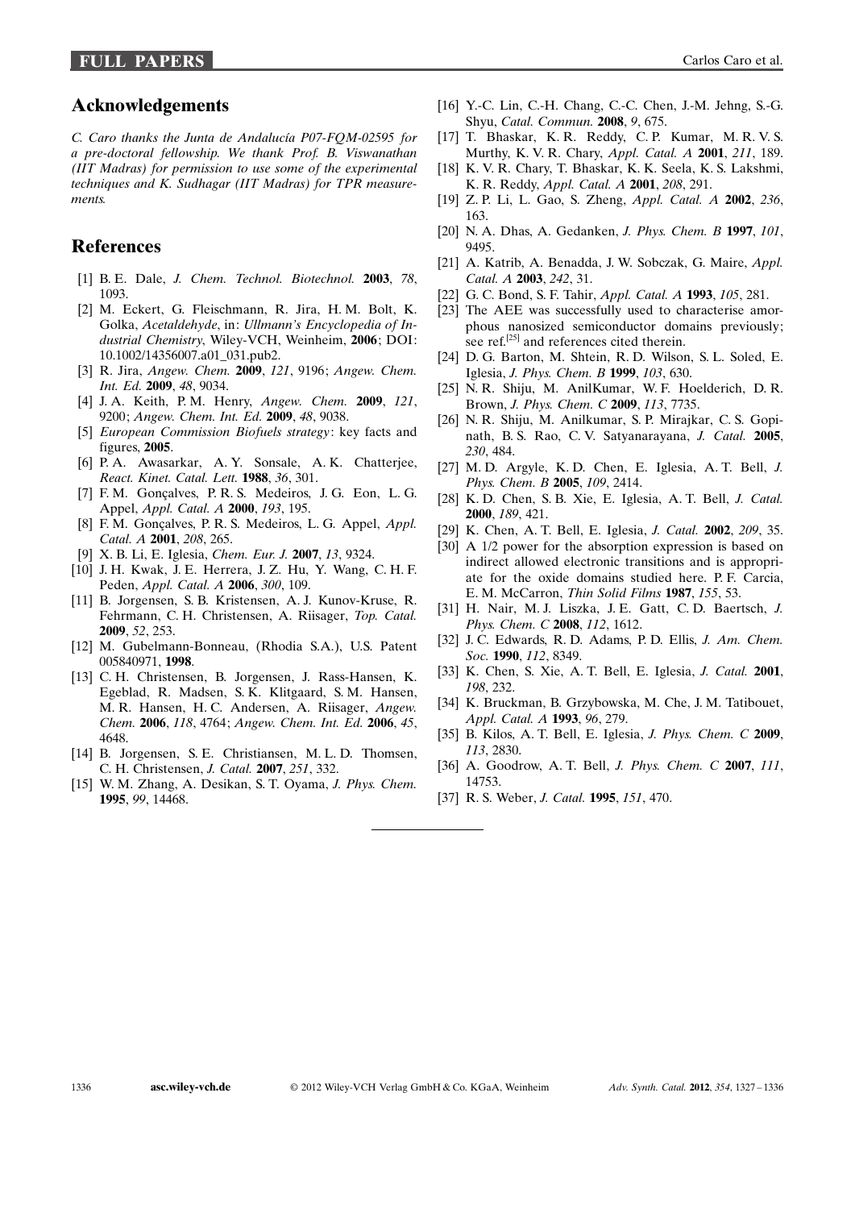## Acknowledgements

*C. Caro thanks the Junta de Andalucía P07-FQM-02595 for a pre-doctoral fellowship. We thank Prof. B. Viswanathan (IIT Madras) for permission to use some of the experimental techniques and K. Sudhagar (IIT Madras) for TPR measurements.*

## References

[1] B. E. Dale, *J. Chem. Technol. Biotechnol.* **2003**, *78*, 1093.

[2] M. Eckert, G. Fleischmann, R. Jira, H. M. Bolt, K. Golka, *Acetaldehyde*, in: *Ullmann's Encyclopedia of Industrial Chemistry*, Wiley-VCH, Weinheim, **2006**; DOI: 10.1002/14356007.a01_031.pub2.

[3] R. Jira, *Angew. Chem.* **2009**, *121*, 9196; *Angew. Chem. Int. Ed.* **2009**, *48*, 9034.

[4] J. A. Keith, P. M. Henry, *Angew. Chem.* **2009**, *121*, 9200; *Angew. Chem. Int. Ed.* **2009**, *48*, 9038.

[5] *European Commission Biofuels strategy*: key facts and figures, **2005**.

[6] P. A. Awasarkar, A. Y. Sonsale, A. K. Chatterjee, *React. Kinet. Catal. Lett.* **1988**, *36*, 301.

[7] F. M. Gonçalves, P. R. S. Medeiros, J. G. Eon, L. G. Appel, *Appl. Catal. A* **2000**, *193*, 195.

[8] F. M. Gonçalves, P. R. S. Medeiros, L. G. Appel, *Appl. Catal. A* **2001**, *208*, 265.

[9] X. B. Li, E. Iglesia, *Chem. Eur. J.* **2007**, *13*, 9324.

[10] J. H. Kwak, J. E. Herrera, J. Z. Hu, Y. Wang, C. H. F. Peden, *Appl. Catal. A* **2006**, *300*, 109.

[11] B. Jorgensen, S. B. Kristensen, A. J. Kunov-Kruse, R. Fehrmann, C. H. Christensen, A. Riisager, *Top. Catal.* **2009**, *52*, 253.

[12] M. Gubelmann-Bonneau, (Rhodia S.A.), U.S. Patent 005840971, **1998**.

[13] C. H. Christensen, B. Jorgensen, J. Rass-Hansen, K. Egeblad, R. Madsen, S. K. Klitgaard, S. M. Hansen, M. R. Hansen, H. C. Andersen, A. Riisager, *Angew. Chem.* **2006**, *118*, 4764; *Angew. Chem. Int. Ed.* **2006**, *45*, 4648.

[14] B. Jorgensen, S. E. Christiansen, M. L. D. Thomsen, C. H. Christensen, *J. Catal.* **2007**, *251*, 332.

[15] W. M. Zhang, A. Desikan, S. T. Oyama, *J. Phys. Chem.* **1995**, *99*, 14468.

[16] Y.-C. Lin, C.-H. Chang, C.-C. Chen, J.-M. Jehng, S.-G. Shyu, *Catal. Commun.* **2008**, *9*, 675.

[17] T. Bhaskar, K. R. Reddy, C. P. Kumar, M. R. V. S. Murthy, K. V. R. Chary, *Appl. Catal. A* **2001**, *211*, 189.

[18] K. V. R. Chary, T. Bhaskar, K. K. Seela, K. S. Lakshmi, K. R. Reddy, *Appl. Catal. A* **2001**, *208*, 291.

[19] Z. P. Li, L. Gao, S. Zheng, *Appl. Catal. A* **2002**, *236*, 163.

[20] N. A. Dhas, A. Gedanken, *J. Phys. Chem. B* **1997**, *101*, 9495.

[21] A. Katrib, A. Benadda, J. W. Sobczak, G. Maire, *Appl. Catal. A* **2003**, *242*, 31.

[22] G. C. Bond, S. F. Tahir, *Appl. Catal. A* **1993**, *105*, 281.

[23] The AEE was successfully used to characterise amorphous nanosized semiconductor domains previously; see ref.[25] and references cited therein.

[24] D. G. Barton, M. Shtein, R. D. Wilson, S. L. Soled, E. Iglesia, *J. Phys. Chem. B* **1999**, *103*, 630.

[25] N. R. Shiju, M. AnilKumar, W. F. Hoelderich, D. R. Brown, *J. Phys. Chem. C* **2009**, *113*, 7735.

[26] N. R. Shiju, M. Anilkumar, S. P. Mirajkar, C. S. Gopinath, B. S. Rao, C. V. Satyanarayana, *J. Catal.* **2005**, *230*, 484.

[27] M. D. Argyle, K. D. Chen, E. Iglesia, A. T. Bell, *J. Phys. Chem. B* **2005**, *109*, 2414.

[28] K. D. Chen, S. B. Xie, E. Iglesia, A. T. Bell, *J. Catal.* **2000**, *189*, 421.

[29] K. Chen, A. T. Bell, E. Iglesia, *J. Catal.* **2002**, *209*, 35.

[30] A 1/2 power for the absorption expression is based on indirect allowed electronic transitions and is appropriate for the oxide domains studied here. P. F. Carcia, E. M. McCarron, *Thin Solid Films* **1987**, *155*, 53.

[31] H. Nair, M. J. Liszka, J. E. Gatt, C. D. Baertsch, *J. Phys. Chem. C* **2008**, *112*, 1612.

[32] J. C. Edwards, R. D. Adams, P. D. Ellis, *J. Am. Chem. Soc.* **1990**, *112*, 8349.

[33] K. Chen, S. Xie, A. T. Bell, E. Iglesia, *J. Catal.* **2001**, *198*, 232.

[34] K. Bruckman, B. Grzybowska, M. Che, J. M. Tatibouet, *Appl. Catal. A* **1993**, *96*, 279.

[35] B. Kilos, A. T. Bell, E. Iglesia, *J. Phys. Chem. C* **2009**, *113*, 2830.

[36] A. Goodrow, A. T. Bell, *J. Phys. Chem. C* **2007**, *111*, 14753.

[37] R. S. Weber, *J. Catal.* **1995**, *151*, 470.